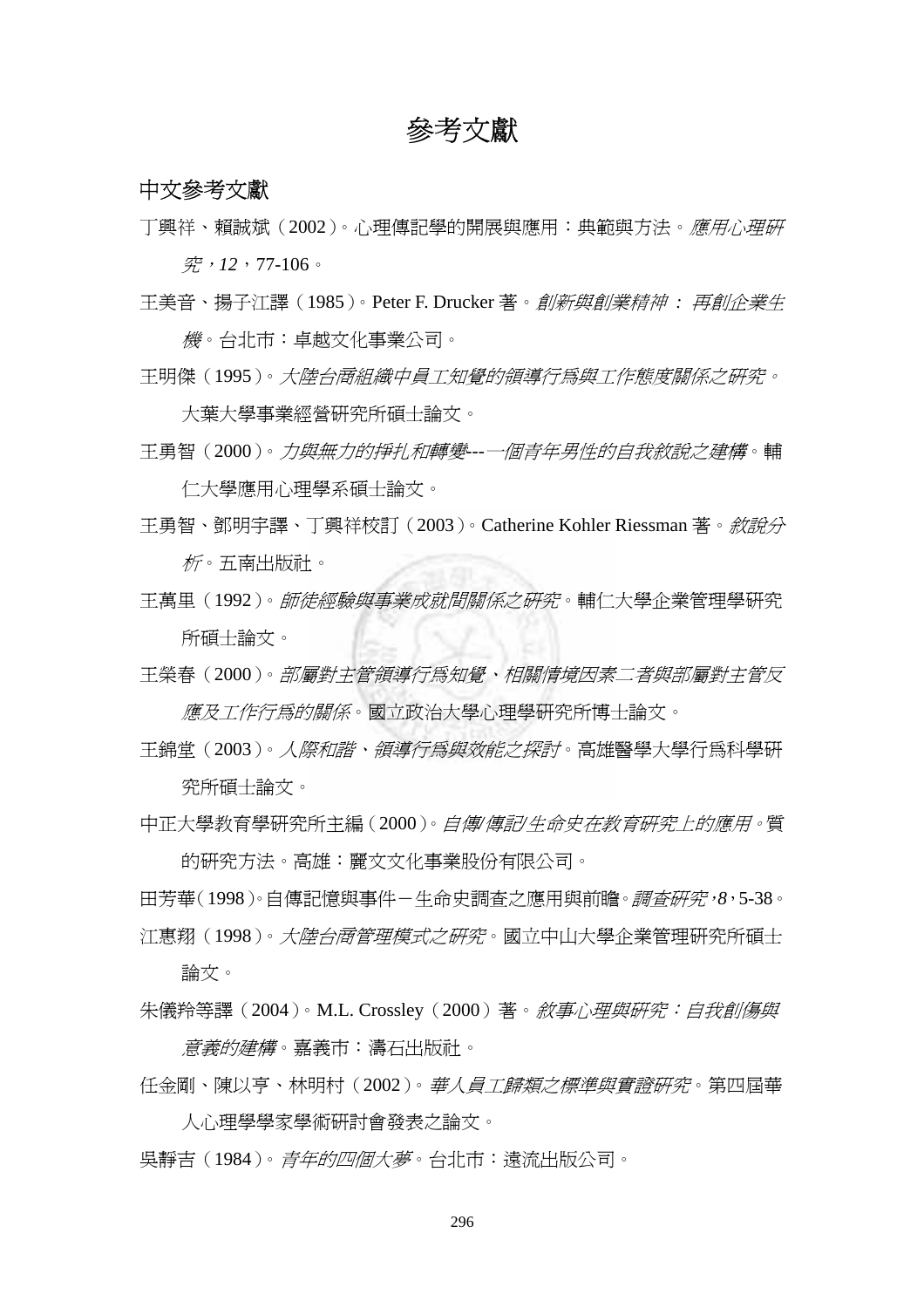# 參考文獻

## 中文參考文獻

丁興祥、賴誠斌（2002）。心理傳記學的開展與應用：典範與方法。*應用心理研究，12*，77-106。

王美音、揚子江譯（1985）。Peter F. Drucker 著。*創新與創業精神：再創企業生機*。台北市：卓越文化事業公司。

王明傑（1995）。*大陸台商組織中員工知覺的領導行為與工作態度關係之研究*。大葉大學事業經營研究所碩士論文。

王勇智（2000）。*力與無力的掙扎和轉變---一個青年男性的自我敘說之建構*。輔仁大學應用心理學系碩士論文。

王勇智、鄧明宇譯、丁興祥校訂（2003）。Catherine Kohler Riessman 著。*敘說分析*。五南出版社。

王萬里（1992）。*師徒經驗與事業成就間關係之研究*。輔仁大學企業管理學研究所碩士論文。

王榮春（2000）。*部屬對主管領導行為知覺、相關情境因素二者與部屬對主管反應及工作行為的關係*。國立政治大學心理學研究所博士論文。

王錦堂（2003）。*人際和諧、領導行為與效能之探討*。高雄醫學大學行為科學研究所碩士論文。

中正大學教育學研究所主編（2000）。*自傳/傳記/生命史在教育研究上的應用*。質的研究方法。高雄：麗文文化事業股份有限公司。

田芳華（1998）。自傳記憶與事件－生命史調查之應用與前瞻。*調查研究，8*，5-38。

江惠翔（1998）。*大陸台商管理模式之研究*。國立中山大學企業管理研究所碩士論文。

朱儀羚等譯（2004）。M.L. Crossley（2000）著。*敘事心理與研究：自我創傷與意義的建構*。嘉義市：濤石出版社。

任金剛、陳以亨、林明村（2002）。*華人員工歸類之標準與實證研究*。第四屆華人心理學學家學術研討會發表之論文。

吳靜吉（1984）。*青年的四個大夢*。台北市：遠流出版公司。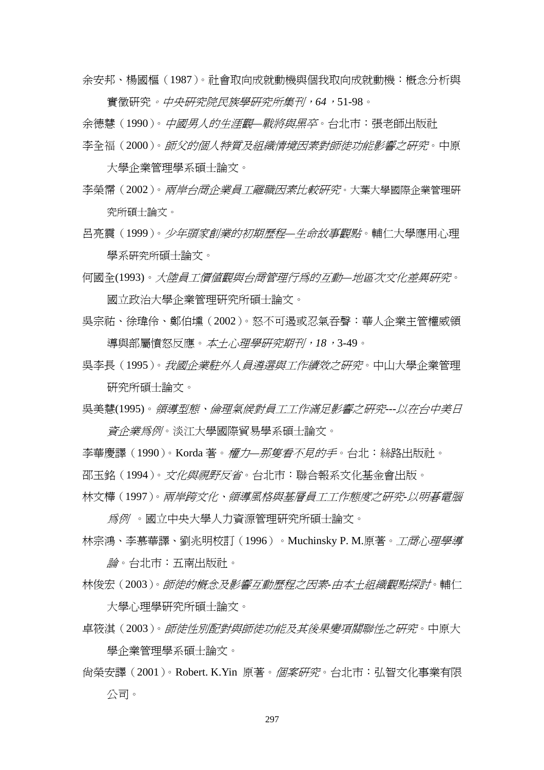余安邦、楊國樞（1987）。社會取向成就動機與個我取向成就動機：概念分析與實徵研究 。*中央研究院民族學研究所集刊，64*，51-98。

余德慧（1990）。*中國男人的生涯觀—戰將與黑卒*。台北市：張老師出版社

李全福（2000）。*師父的個人特質及組織情境因素對師徒功能影響之研究*。中原大學企業管理學系碩士論文。

李榮霈（2002）。*兩岸台商企業員工離職因素比較研究*。大葉大學國際企業管理研究所碩士論文。

呂亮震（1999）。*少年頭家創業的初期歷程—生命故事觀點*。輔仁大學應用心理學系研究所碩士論文。

何國全(1993)。*大陸員工價值觀與台商管理行為的互動—地區次文化差異研究*。國立政治大學企業管理研究所碩士論文。

吳宗祐、徐瑋伶、鄭伯壎（2002）。怒不可遏或忍氣吞聲：華人企業主管權威領導與部屬憤怒反應。*本土心理學研究期刊，18*，3-49。

吳李長（1995）。*我國企業駐外人員遴選與工作績效之研究*。中山大學企業管理研究所碩士論文。

吳美慧(1995)。*領導型態、倫理氣候對員工工作滿足影響之研究---以在台中美日資企業為例*。淡江大學國際貿易學系碩士論文。

李華慶譯（1990）。Korda 著。*權力—那隻看不見的手*。台北：絲路出版社。

邵玉銘（1994）。*文化與視野反省*。台北市：聯合報系文化基金會出版。

林文樺（1997）。*兩岸跨文化、領導風格與基層員工工作態度之研究-以明碁電腦為例* 。國立中央大學人力資源管理研究所碩士論文。

林宗鴻、李慕華譯、劉兆明校訂（1996）。Muchinsky P. M.原著。*工商心理學導論*。台北市：五南出版社。

林俊宏（2003）。*師徒的概念及影響互動歷程之因素-由本土組織觀點探討*。輔仁大學心理學研究所碩士論文。

卓筱淇（2003）。*師徒性別配對與師徒功能及其後果變項關聯性之研究*。中原大學企業管理學系碩士論文。

尚榮安譯（2001）。Robert. K.Yin 原著。*個案研究*。台北市：弘智文化事業有限公司。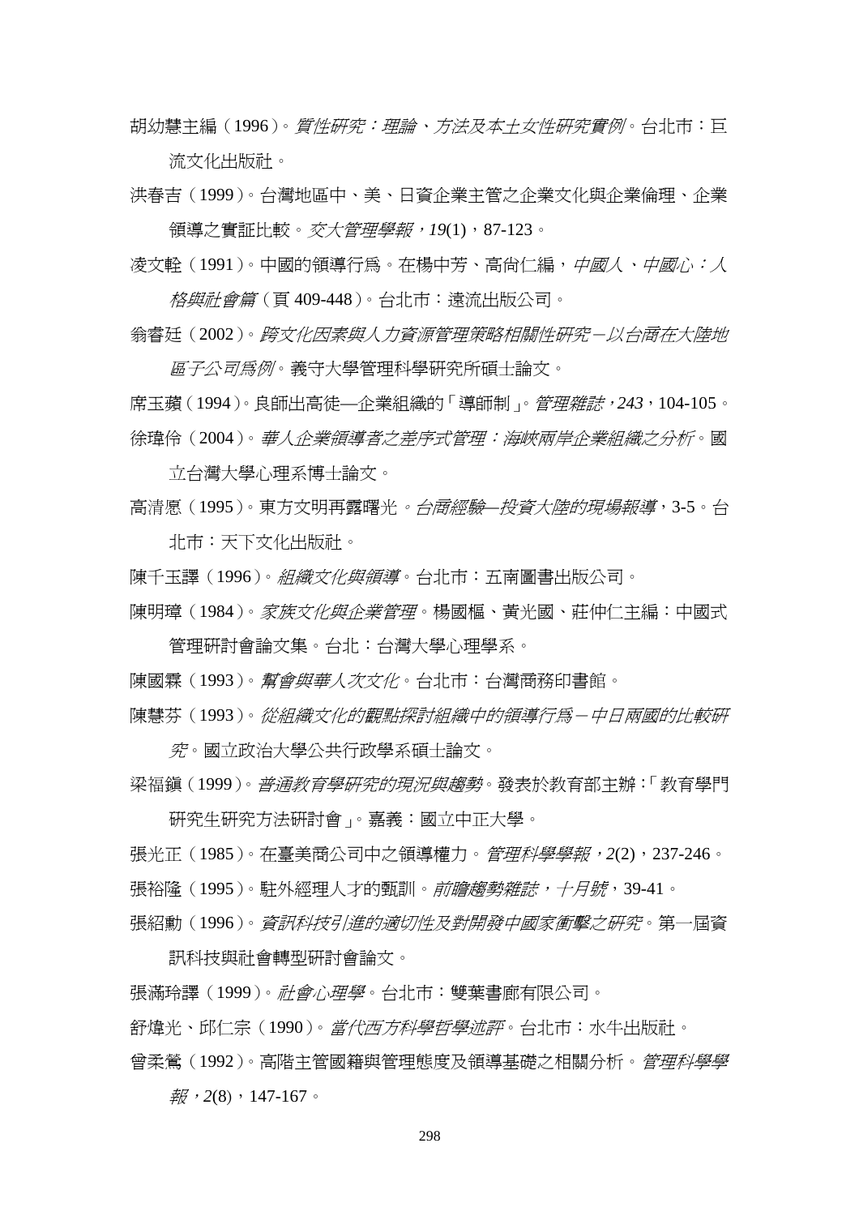胡幼慧主編（1996）。*質性研究：理論、方法及本土女性研究實例*。台北市：巨流文化出版社。

洪春吉（1999）。台灣地區中、美、日資企業主管之企業文化與企業倫理、企業領導之實証比較。*交大管理學報，19*(1)，87-123。

凌文輇（1991）。中國的領導行爲。在楊中芳、高尙仁編，*中國人、中國心：人格與社會篇*（頁 409-448）。台北市：遠流出版公司。

翁睿廷（2002）。*跨文化因素與人力資源管理策略相關性研究－以台商在大陸地區子公司爲例*。義守大學管理科學研究所碩士論文。

席玉蘋（1994）。良師出高徒—企業組織的「導師制」。*管理雜誌，243*，104-105。

徐瑋伶（2004）。*華人企業領導者之差序式管理：海峽兩岸企業組織之分析*。國立台灣大學心理系博士論文。

高清愿（1995）。東方文明再露曙光。*台商經驗—投資大陸的現場報導*，3-5。台北市：天下文化出版社。

陳千玉譯（1996）。*組織文化與領導*。台北市：五南圖書出版公司。

陳明璋（1984）。*家族文化與企業管理*。楊國樞、黃光國、莊仲仁主編：中國式管理研討會論文集。台北：台灣大學心理學系。

陳國霖（1993）。*幫會與華人次文化*。台北市：台灣商務印書館。

陳慧芬（1993）。*從組織文化的觀點探討組織中的領導行爲－中日兩國的比較研究*。國立政治大學公共行政學系碩士論文。

梁福鎮（1999）。*普通教育學研究的現況與趨勢*。發表於教育部主辦：「教育學門研究生研究方法研討會」。嘉義：國立中正大學。

張光正（1985）。在臺美商公司中之領導權力。*管理科學學報，2*(2)，237-246。

張裕隆（1995）。駐外經理人才的甄訓。*前瞻趨勢雜誌，十月號*，39-41。

張紹勳（1996）。*資訊科技引進的適切性及對開發中國家衝擊之研究*。第一屆資訊科技與社會轉型研討會論文。

張滿玲譯（1999）。*社會心理學*。台北市：雙葉書廊有限公司。

舒煒光、邱仁宗（1990）。*當代西方科學哲學述評*。台北市：水牛出版社。

曾柔鶯（1992）。高階主管國籍與管理態度及領導基礎之相關分析。*管理科學學報，2*(8)，147-167。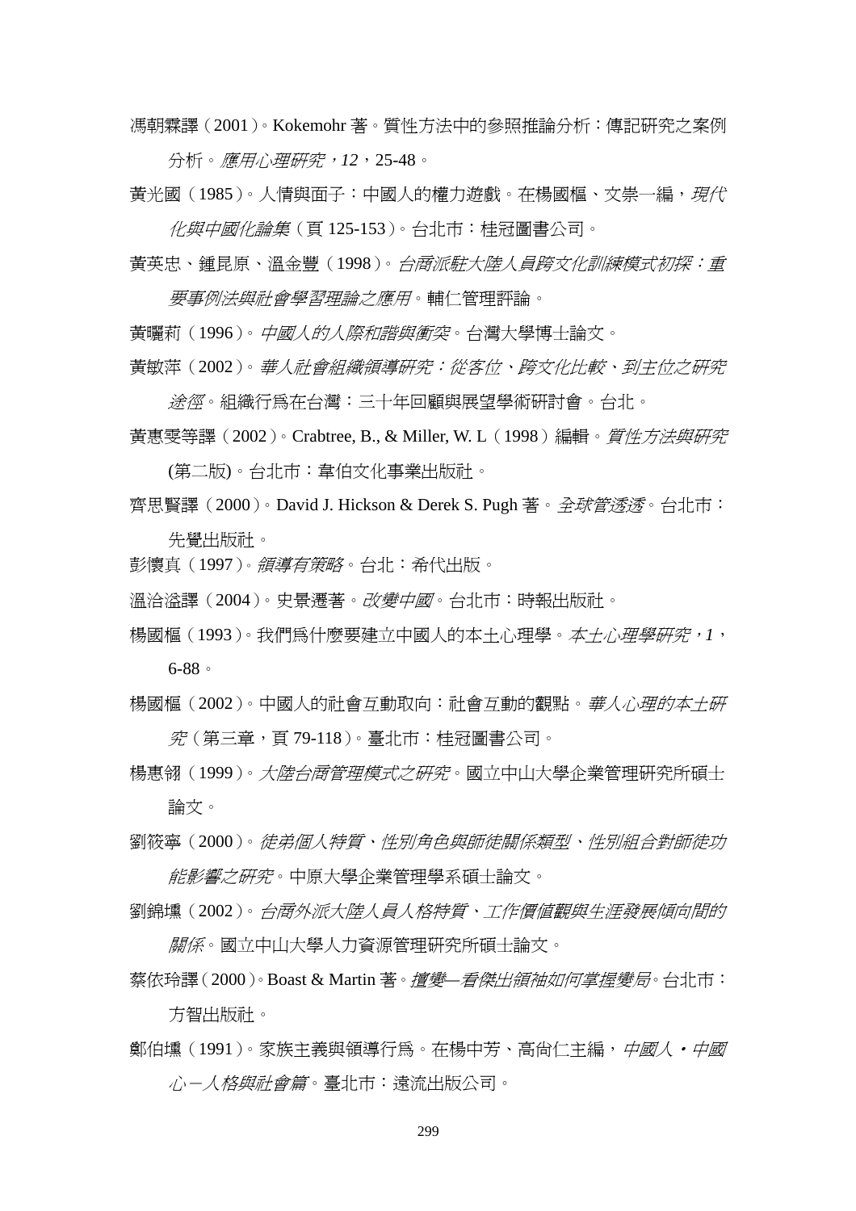馮朝霖譯（2001）。Kokemohr 著。質性方法中的參照推論分析：傳記研究之案例分析。*應用心理研究，12*，25-48。

黃光國（1985）。人情與面子：中國人的權力遊戲。在楊國樞、文崇一編，*現代化與中國化論集*（頁 125-153）。台北市：桂冠圖書公司。

黃英忠、鍾昆原、溫金豐（1998）。*台商派駐大陸人員跨文化訓練模式初探：重要事例法與社會學習理論之應用*。輔仁管理評論。

黃曬莉（1996）。*中國人的人際和諧與衝突*。台灣大學博士論文。

黃敏萍（2002）。*華人社會組織領導研究：從客位、跨文化比較、到主位之研究途徑*。組織行爲在台灣：三十年回顧與展望學術研討會。台北。

黃惠雯等譯（2002）。Crabtree, B., & Miller, W. L（1998）編輯。*質性方法與研究*(第二版)。台北市：韋伯文化事業出版社。

齊思賢譯（2000）。David J. Hickson & Derek S. Pugh 著。*全球管透透*。台北市：先覺出版社。

彭懷真（1997）。*領導有策略*。台北：希代出版。

溫洽溢譯（2004）。史景遷著。*改變中國*。台北市：時報出版社。

楊國樞（1993）。我們爲什麼要建立中國人的本土心理學。*本土心理學研究，1*，6-88。

楊國樞（2002）。中國人的社會互動取向：社會互動的觀點。*華人心理的本土研究*（第三章，頁 79-118）。臺北市：桂冠圖書公司。

楊惠翎（1999）。*大陸台商管理模式之研究*。國立中山大學企業管理研究所碩士論文。

劉筱寧（2000）。*徒弟個人特質、性別角色與師徒關係類型、性別組合對師徒功能影響之研究*。中原大學企業管理學系碩士論文。

劉錦壎（2002）。*台商外派大陸人員人格特質、工作價值觀與生涯發展傾向間的關係*。國立中山大學人力資源管理研究所碩士論文。

蔡依玲譯（2000）。Boast & Martin 著。*擅變—看傑出領袖如何掌握變局*。台北市：方智出版社。

鄭伯壎（1991）。家族主義與領導行爲。在楊中芳、高尚仁主編，*中國人・中國心－人格與社會篇*。臺北市：遠流出版公司。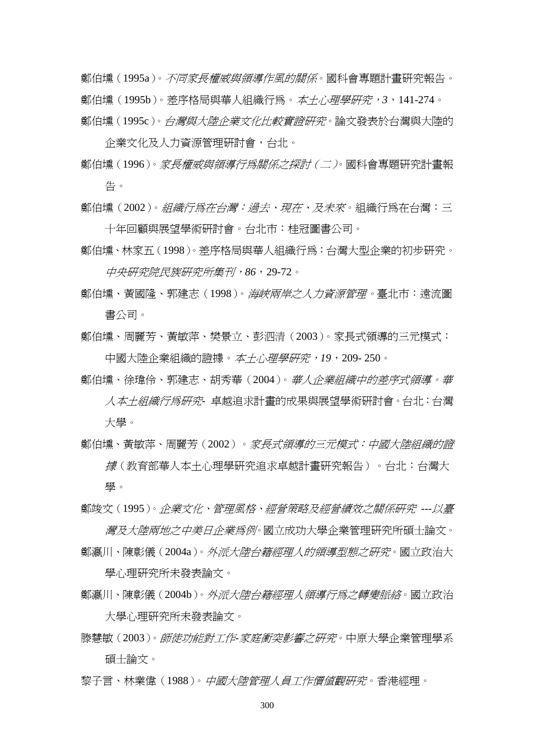鄭伯壎（1995a）。*不同家長權威與領導作風的關係*。國科會專題計畫研究報告。

鄭伯壎（1995b）。差序格局與華人組織行爲。*本土心理學研究，3*，141-274。

鄭伯壎（1995c）。*台灣與大陸企業文化比較實證研究*。論文發表於台灣與大陸的企業文化及人力資源管理研討會，台北。

鄭伯壎（1996）。*家長權威與領導行爲關係之探討（二）*。國科會專題研究計畫報告。

鄭伯壎（2002）。*組織行爲在台灣：過去、現在、及未來*。組織行爲在台灣：三十年回顧與展望學術研討會。台北市：桂冠圖書公司。

鄭伯壎、林家五（1998）。差序格局與華人組織行爲：台灣大型企業的初步研究。*中央研究院民族研究所集刊，86*，29-72。

鄭伯壎、黃國隆、郭建志（1998）。*海峽兩岸之人力資源管理*。臺北市：遠流圖書公司。

鄭伯壎、周麗芳、黃敏萍、樊景立、彭泗清（2003）。家長式領導的三元模式：中國大陸企業組織的證據。*本土心理學研究，19*，209- 250。

鄭伯壎、徐瑋伶、郭建志、胡秀華（2004）。*華人企業組織中的差序式領導*。*華人本土組織行爲研究-* 卓越追求計畫的成果與展望學術研討會。台北：台灣大學。

鄭伯壎、黃敏萍、周麗芳（2002）。*家長式領導的三元模式：中國大陸組織的證據*（教育部華人本土心理學研究追求卓越計畫研究報告）。台北：台灣大學。

鄭竣文（1995）。*企業文化、管理風格、經營策略及經營績效之關係研究 ---以臺灣及大陸兩地之中美日企業爲例*。國立成功大學企業管理研究所碩士論文。

鄭瀛川、陳彰儀（2004a）。*外派大陸台籍經理人的領導型態之研究*。國立政治大學心理研究所未發表論文。

鄭瀛川、陳彰儀（2004b）。*外派大陸台籍經理人領導行爲之轉變脈絡*。國立政治大學心理研究所未發表論文。

滕慧敏（2003）。*師徒功能對工作-家庭衝突影響之研究*。中原大學企業管理學系碩士論文。

黎子言、林業偉（1988）。*中國大陸管理人員工作價值觀研究*。香港經理。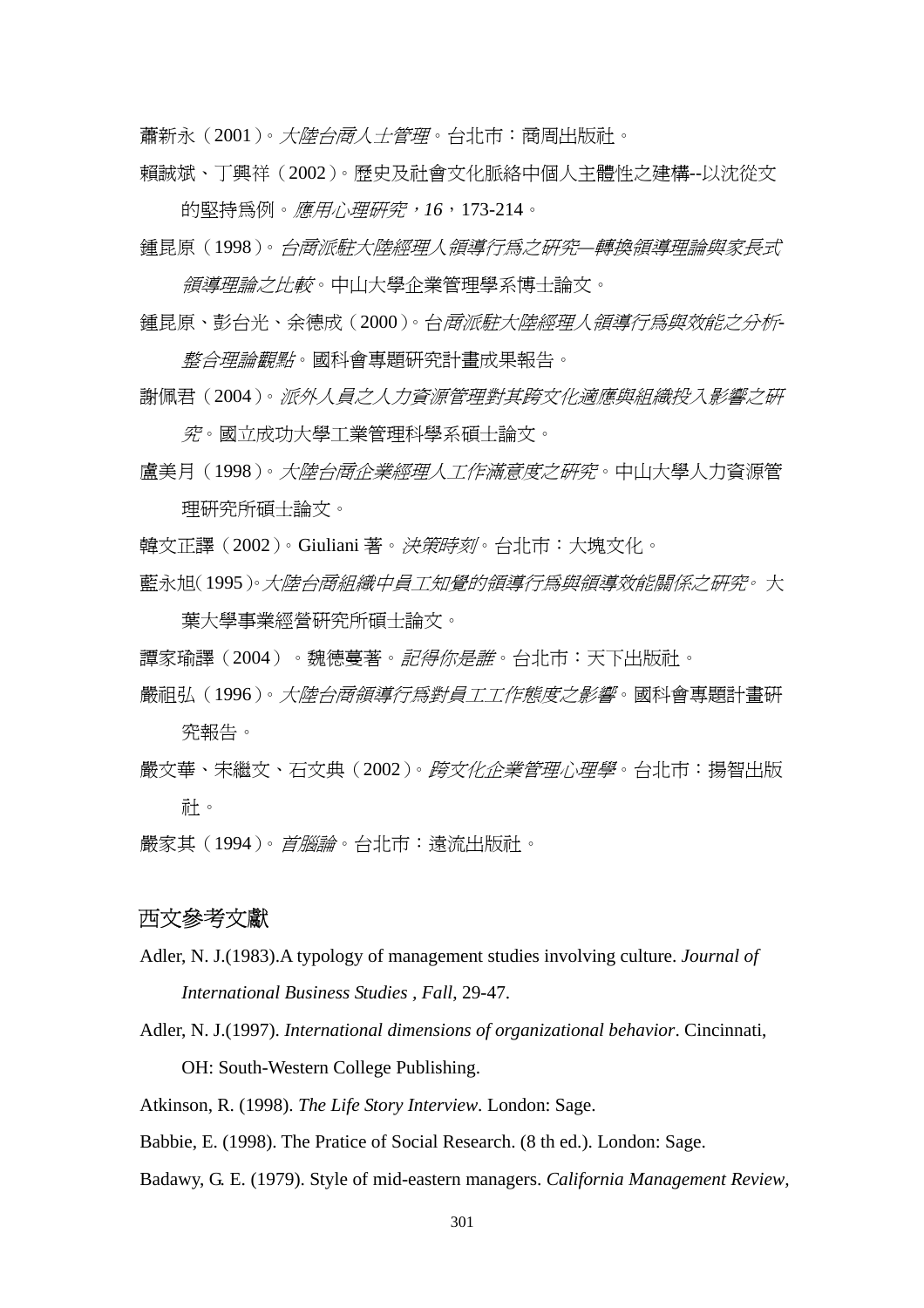蕭新永（2001）。*大陸台商人士管理*。台北市：商周出版社。

賴誠斌、丁興祥（2002）。歷史及社會文化脈絡中個人主體性之建構--以沈從文的堅持爲例。*應用心理研究，16*，173-214。

鍾昆原（1998）。*台商派駐大陸經理人領導行爲之研究—轉換領導理論與家長式領導理論之比較*。中山大學企業管理學系博士論文。

鍾昆原、彭台光、余德成（2000）。*台商派駐大陸經理人領導行爲與效能之分析-整合理論觀點*。國科會專題研究計畫成果報告。

謝佩君（2004）。*派外人員之人力資源管理對其跨文化適應與組織投入影響之研究*。國立成功大學工業管理科學系碩士論文。

盧美月（1998）。*大陸台商企業經理人工作滿意度之研究*。中山大學人力資源管理研究所碩士論文。

韓文正譯（2002）。Giuliani 著。*決策時刻*。台北市：大塊文化。

藍永旭(1995)。*大陸台商組織中員工知覺的領導行爲與領導效能關係之研究*。大葉大學事業經營研究所碩士論文。

譚家瑜譯（2004）。魏德蔓著。*記得你是誰*。台北市：天下出版社。

嚴祖弘（1996）。*大陸台商領導行爲對員工工作態度之影響*。國科會專題計畫研究報告。

嚴文華、宋繼文、石文典（2002）。*跨文化企業管理心理學*。台北市：揚智出版社。

嚴家其（1994）。*首腦論*。台北市：遠流出版社。

## 西文參考文獻

Adler, N. J.(1983).A typology of management studies involving culture. *Journal of International Business Studies , Fall*, 29-47.

Adler, N. J.(1997). *International dimensions of organizational behavior*. Cincinnati, OH: South-Western College Publishing.

Atkinson, R. (1998). *The Life Story Interview*. London: Sage.

Babbie, E. (1998). The Pratice of Social Research. (8 th ed.). London: Sage.

Badawy, G. E. (1979). Style of mid-eastern managers. *California Management Review,*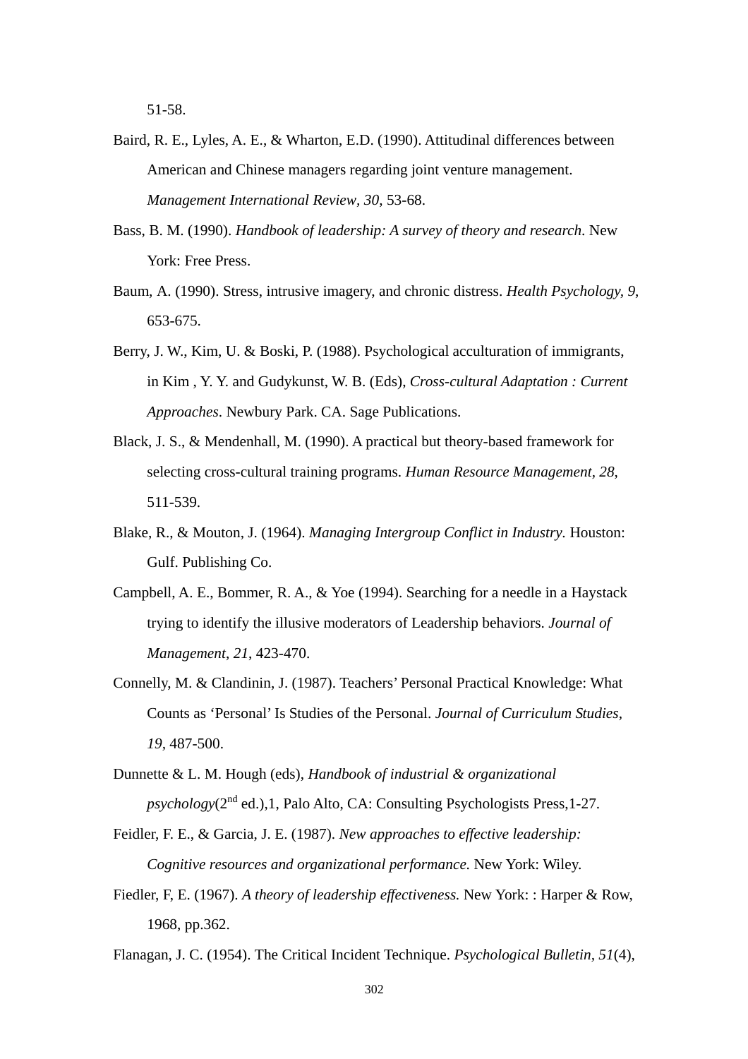51-58.

Baird, R. E., Lyles, A. E., & Wharton, E.D. (1990). Attitudinal differences between American and Chinese managers regarding joint venture management. *Management International Review, 30*, 53-68.

Bass, B. M. (1990). *Handbook of leadership: A survey of theory and research*. New York: Free Press.

Baum, A. (1990). Stress, intrusive imagery, and chronic distress. *Health Psychology, 9*, 653-675.

Berry, J. W., Kim, U. & Boski, P. (1988). Psychological acculturation of immigrants, in Kim , Y. Y. and Gudykunst, W. B. (Eds), *Cross-cultural Adaptation : Current Approaches*. Newbury Park. CA. Sage Publications.

Black, J. S., & Mendenhall, M. (1990). A practical but theory-based framework for selecting cross-cultural training programs. *Human Resource Management, 28*, 511-539.

Blake, R., & Mouton, J. (1964). *Managing Intergroup Conflict in Industry.* Houston: Gulf. Publishing Co.

Campbell, A. E., Bommer, R. A., & Yoe (1994). Searching for a needle in a Haystack trying to identify the illusive moderators of Leadership behaviors. *Journal of Management, 21*, 423-470.

Connelly, M. & Clandinin, J. (1987). Teachers' Personal Practical Knowledge: What Counts as 'Personal' Is Studies of the Personal. *Journal of Curriculum Studies, 19*, 487-500.

Dunnette & L. M. Hough (eds), *Handbook of industrial & organizational psychology*(2nd ed.),1, Palo Alto, CA: Consulting Psychologists Press,1-27.

Feidler, F. E., & Garcia, J. E. (1987). *New approaches to effective leadership: Cognitive resources and organizational performance.* New York: Wiley.

Fiedler, F, E. (1967). *A theory of leadership effectiveness.* New York: : Harper & Row, 1968, pp.362.

Flanagan, J. C. (1954). The Critical Incident Technique. *Psychological Bulletin, 51*(4),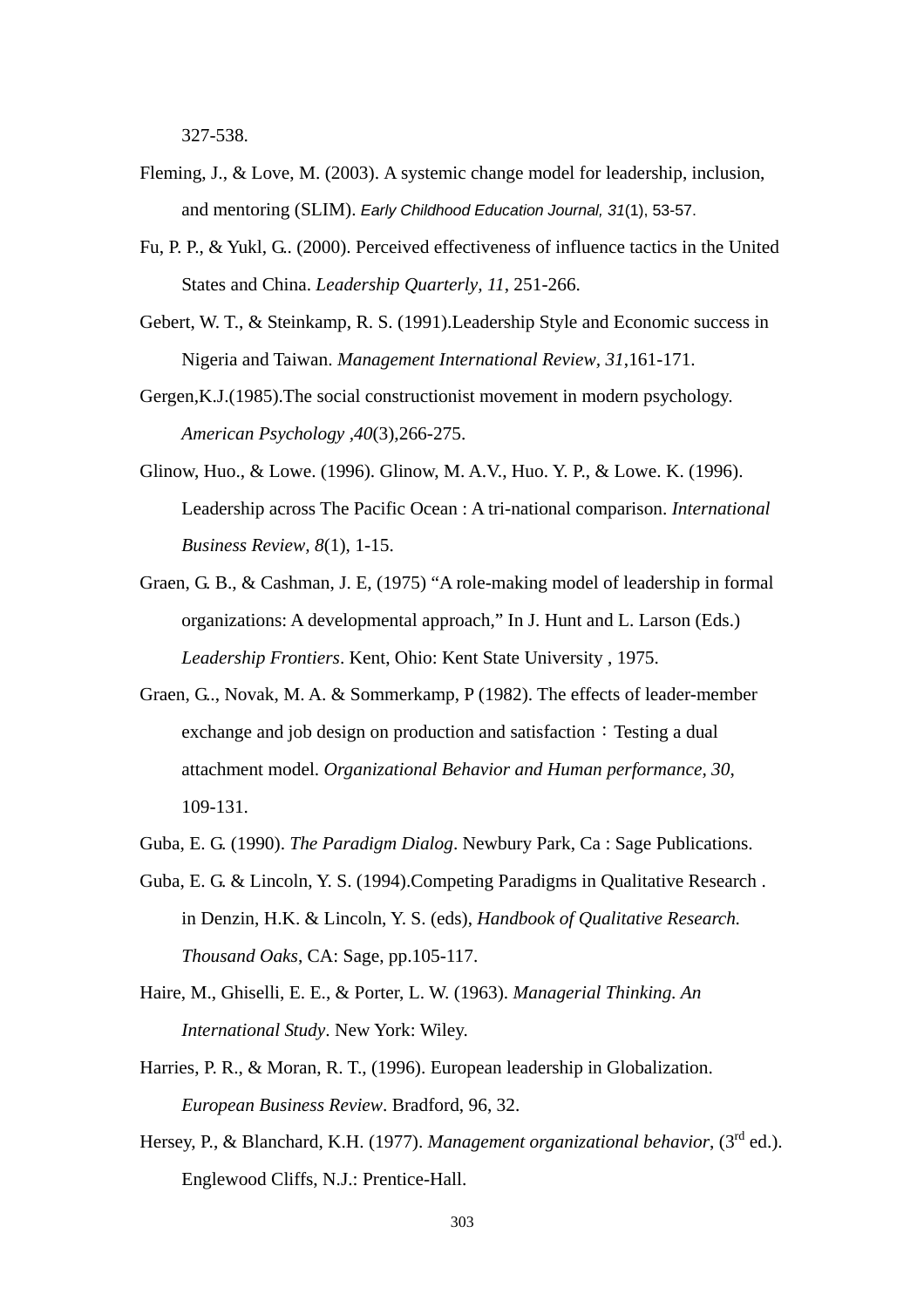327-538.

Fleming, J., & Love, M. (2003). A systemic change model for leadership, inclusion, and mentoring (SLIM). *Early Childhood Education Journal, 31*(1), 53-57.

Fu, P. P., & Yukl, G.. (2000). Perceived effectiveness of influence tactics in the United States and China. *Leadership Quarterly, 11*, 251-266.

Gebert, W. T., & Steinkamp, R. S. (1991).Leadership Style and Economic success in Nigeria and Taiwan. *Management International Review, 31*,161-171.

Gergen,K.J.(1985).The social constructionist movement in modern psychology. *American Psychology ,40*(3),266-275.

Glinow, Huo., & Lowe. (1996). Glinow, M. A.V., Huo. Y. P., & Lowe. K. (1996). Leadership across The Pacific Ocean : A tri-national comparison. *International Business Review, 8*(1), 1-15.

Graen, G. B., & Cashman, J. E, (1975) "A role-making model of leadership in formal organizations: A developmental approach," In J. Hunt and L. Larson (Eds.) *Leadership Frontiers*. Kent, Ohio: Kent State University , 1975.

Graen, G.., Novak, M. A. & Sommerkamp, P (1982). The effects of leader-member exchange and job design on production and satisfaction：Testing a dual attachment model. *Organizational Behavior and Human performance, 30*, 109-131.

Guba, E. G. (1990). *The Paradigm Dialog*. Newbury Park, Ca : Sage Publications.

Guba, E. G. & Lincoln, Y. S. (1994).Competing Paradigms in Qualitative Research . in Denzin, H.K. & Lincoln, Y. S. (eds), *Handbook of Qualitative Research. Thousand Oaks*, CA: Sage, pp.105-117.

Haire, M., Ghiselli, E. E., & Porter, L. W. (1963). *Managerial Thinking. An International Study*. New York: Wiley.

Harries, P. R., & Moran, R. T., (1996). European leadership in Globalization. *European Business Review*. Bradford, 96, 32.

Hersey, P., & Blanchard, K.H. (1977). *Management organizational behavior*, (3rd ed.). Englewood Cliffs, N.J.: Prentice-Hall.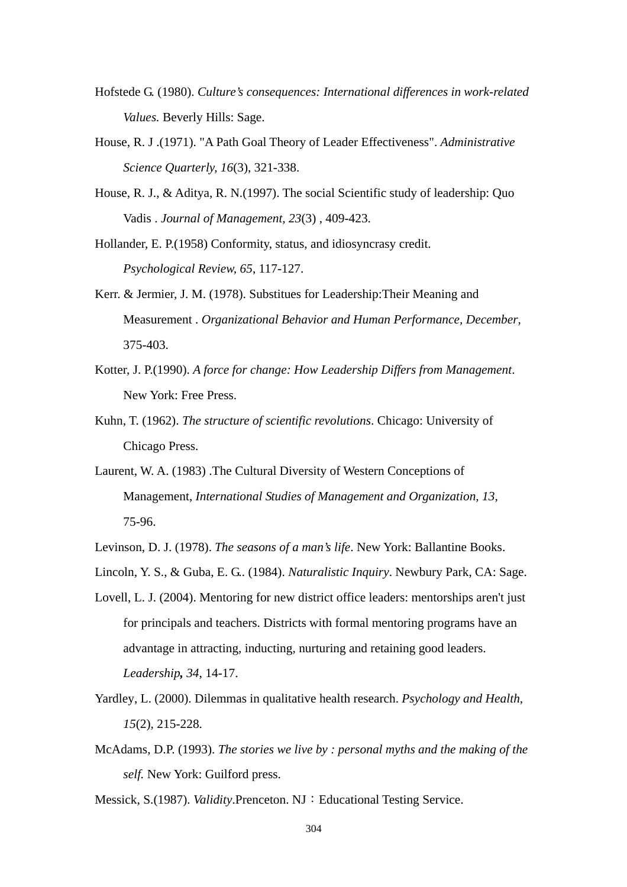Hofstede G. (1980). *Culture's consequences: International differences in work-related Values.* Beverly Hills: Sage.

House, R. J .(1971). "A Path Goal Theory of Leader Effectiveness". *Administrative Science Quarterly, 16*(3), 321-338.

House, R. J., & Aditya, R. N.(1997). The social Scientific study of leadership: Quo Vadis . *Journal of Management, 23*(3) , 409-423.

Hollander, E. P.(1958) Conformity, status, and idiosyncrasy credit. *Psychological Review, 65*, 117-127.

Kerr. & Jermier, J. M. (1978). Substitues for Leadership:Their Meaning and Measurement . *Organizational Behavior and Human Performance, December*, 375-403.

Kotter, J. P.(1990). *A force for change: How Leadership Differs from Management*. New York: Free Press.

Kuhn, T. (1962). *The structure of scientific revolutions*. Chicago: University of Chicago Press.

Laurent, W. A. (1983) .The Cultural Diversity of Western Conceptions of Management, *International Studies of Management and Organization, 13,* 75-96.

Levinson, D. J. (1978). *The seasons of a man's life*. New York: Ballantine Books.

Lincoln, Y. S., & Guba, E. G.. (1984). *Naturalistic Inquiry*. Newbury Park, CA: Sage.

Lovell, L. J. (2004). Mentoring for new district office leaders: mentorships aren't just for principals and teachers. Districts with formal mentoring programs have an advantage in attracting, inducting, nurturing and retaining good leaders. *Leadership*, *34*, 14-17.

Yardley, L. (2000). Dilemmas in qualitative health research. *Psychology and Health, 15*(2), 215-228.

McAdams, D.P. (1993). *The stories we live by : personal myths and the making of the self.* New York: Guilford press.

Messick, S.(1987). *Validity*.Prenceton. NJ：Educational Testing Service.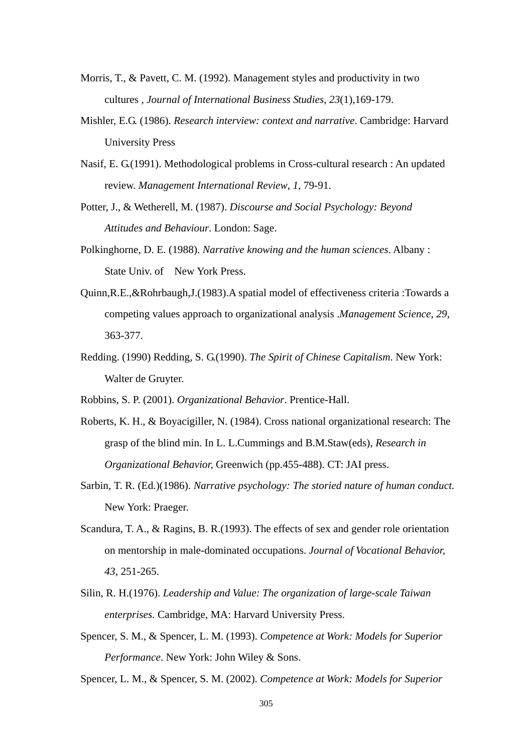Morris, T., & Pavett, C. M. (1992). Management styles and productivity in two cultures , *Journal of International Business Studies*, *23*(1),169-179.

Mishler, E.G. (1986). *Research interview: context and narrative*. Cambridge: Harvard University Press

Nasif, E. G.(1991). Methodological problems in Cross-cultural research : An updated review. *Management International Review*, *1*, 79-91.

Potter, J., & Wetherell, M. (1987). *Discourse and Social Psychology: Beyond Attitudes and Behaviour*. London: Sage.

Polkinghorne, D. E. (1988). *Narrative knowing and the human sciences*. Albany : State Univ. of New York Press.

Quinn,R.E.,&Rohrbaugh,J.(1983).A spatial model of effectiveness criteria :Towards a competing values approach to organizational analysis .*Management Science*, *29*, 363-377.

Redding. (1990) Redding, S. G.(1990). *The Spirit of Chinese Capitalism*. New York: Walter de Gruyter.

Robbins, S. P. (2001). *Organizational Behavior*. Prentice-Hall.

Roberts, K. H., & Boyacigiller, N. (1984). Cross national organizational research: The grasp of the blind min. In L. L.Cummings and B.M.Staw(eds), *Research in Organizational Behavior,* Greenwich (pp.455-488). CT: JAI press.

Sarbin, T. R. (Ed.)(1986). *Narrative psychology: The storied nature of human conduct.* New York: Praeger.

Scandura, T. A., & Ragins, B. R.(1993). The effects of sex and gender role orientation on mentorship in male-dominated occupations. *Journal of Vocational Behavior, 43*, 251-265.

Silin, R. H.(1976). *Leadership and Value: The organization of large-scale Taiwan enterprises.* Cambridge, MA: Harvard University Press.

Spencer, S. M., & Spencer, L. M. (1993). *Competence at Work: Models for Superior Performance*. New York: John Wiley & Sons.

Spencer, L. M., & Spencer, S. M. (2002). *Competence at Work: Models for Superior*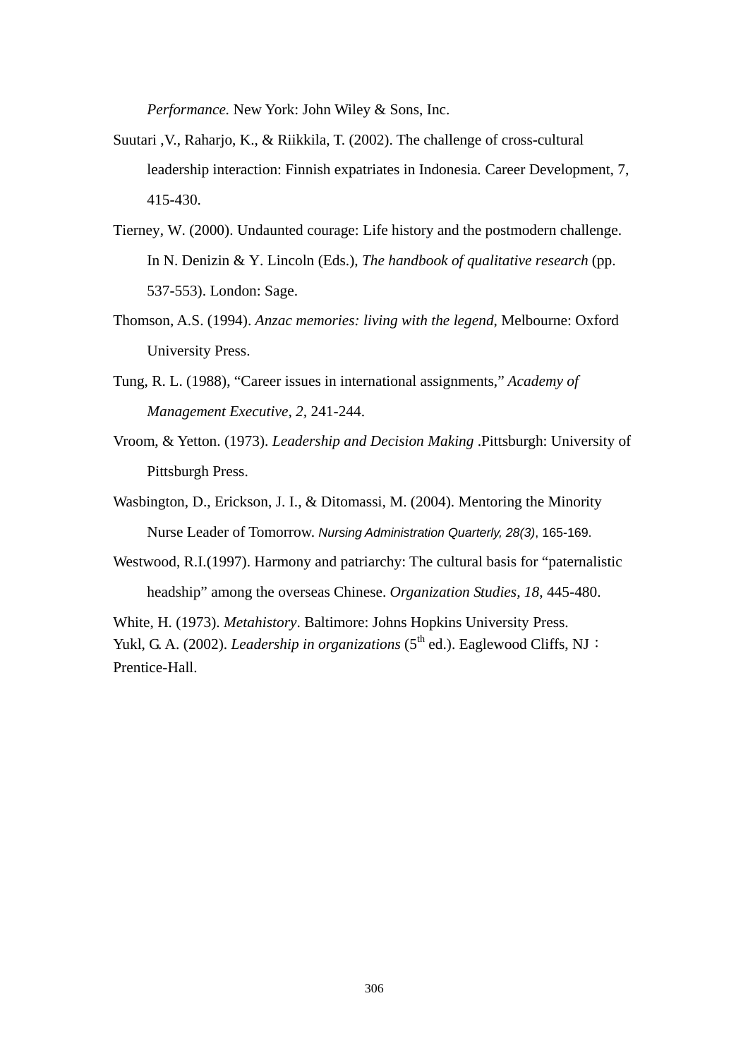*Performance.* New York: John Wiley & Sons, Inc.

Suutari ,V., Raharjo, K., & Riikkila, T. (2002). The challenge of cross-cultural leadership interaction: Finnish expatriates in Indonesia. Career Development, 7, 415-430.

Tierney, W. (2000). Undaunted courage: Life history and the postmodern challenge. In N. Denizin & Y. Lincoln (Eds.), *The handbook of qualitative research* (pp. 537-553). London: Sage.

Thomson, A.S. (1994). *Anzac memories: living with the legend*, Melbourne: Oxford University Press.

Tung, R. L. (1988), "Career issues in international assignments," *Academy of Management Executive, 2,* 241-244.

Vroom, & Yetton. (1973). *Leadership and Decision Making* .Pittsburgh: University of Pittsburgh Press.

Wasbington, D., Erickson, J. I., & Ditomassi, M. (2004). Mentoring the Minority Nurse Leader of Tomorrow. *Nursing Administration Quarterly, 28(3)*, 165-169.

Westwood, R.I.(1997). Harmony and patriarchy: The cultural basis for "paternalistic headship" among the overseas Chinese. *Organization Studies, 18*, 445-480.

White, H. (1973). *Metahistory*. Baltimore: Johns Hopkins University Press.

Yukl, G. A. (2002). *Leadership in organizations* (5th ed.). Eaglewood Cliffs, NJ：Prentice-Hall.